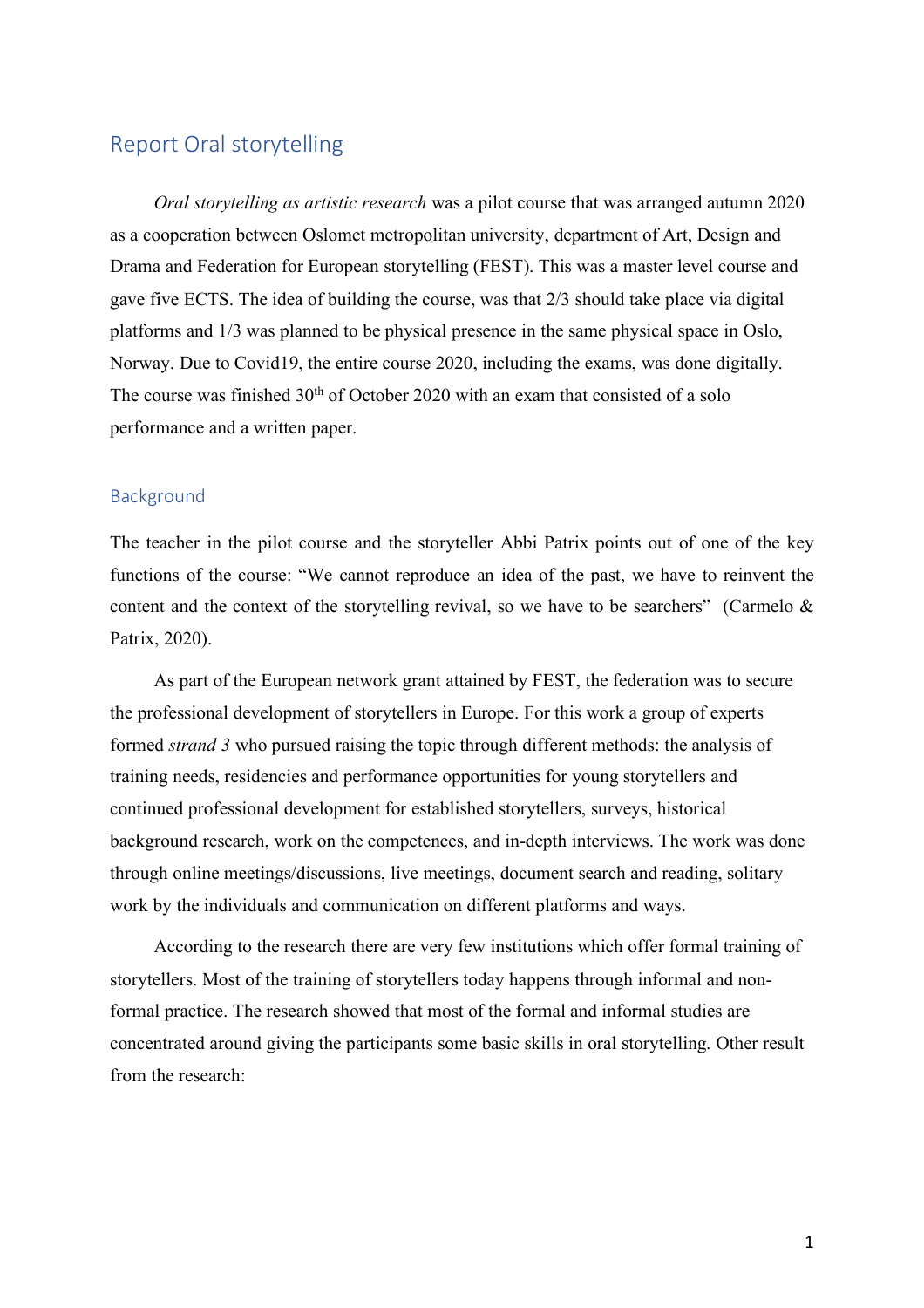# Report Oral storytelling

*Oral storytelling as artistic research* was a pilot course that was arranged autumn 2020 as a cooperation between Oslomet metropolitan university, department of Art, Design and Drama and Federation for European storytelling (FEST). This was a master level course and gave five ECTS. The idea of building the course, was that 2/3 should take place via digital platforms and 1/3 was planned to be physical presence in the same physical space in Oslo, Norway. Due to Covid19, the entire course 2020, including the exams, was done digitally. The course was finished 30th of October 2020 with an exam that consisted of a solo performance and a written paper.

## Background

The teacher in the pilot course and the storyteller Abbi Patrix points out of one of the key functions of the course: "We cannot reproduce an idea of the past, we have to reinvent the content and the context of the storytelling revival, so we have to be searchers" (Carmelo & Patrix, 2020).

As part of the European network grant attained by FEST, the federation was to secure the professional development of storytellers in Europe. For this work a group of experts formed *strand 3* who pursued raising the topic through different methods: the analysis of training needs, residencies and performance opportunities for young storytellers and continued professional development for established storytellers, surveys, historical background research, work on the competences, and in-depth interviews. The work was done through online meetings/discussions, live meetings, document search and reading, solitary work by the individuals and communication on different platforms and ways.

According to the research there are very few institutions which offer formal training of storytellers. Most of the training of storytellers today happens through informal and non-formal practice. The research showed that most of the formal and informal studies are concentrated around giving the participants some basic skills in oral storytelling. Other result from the research: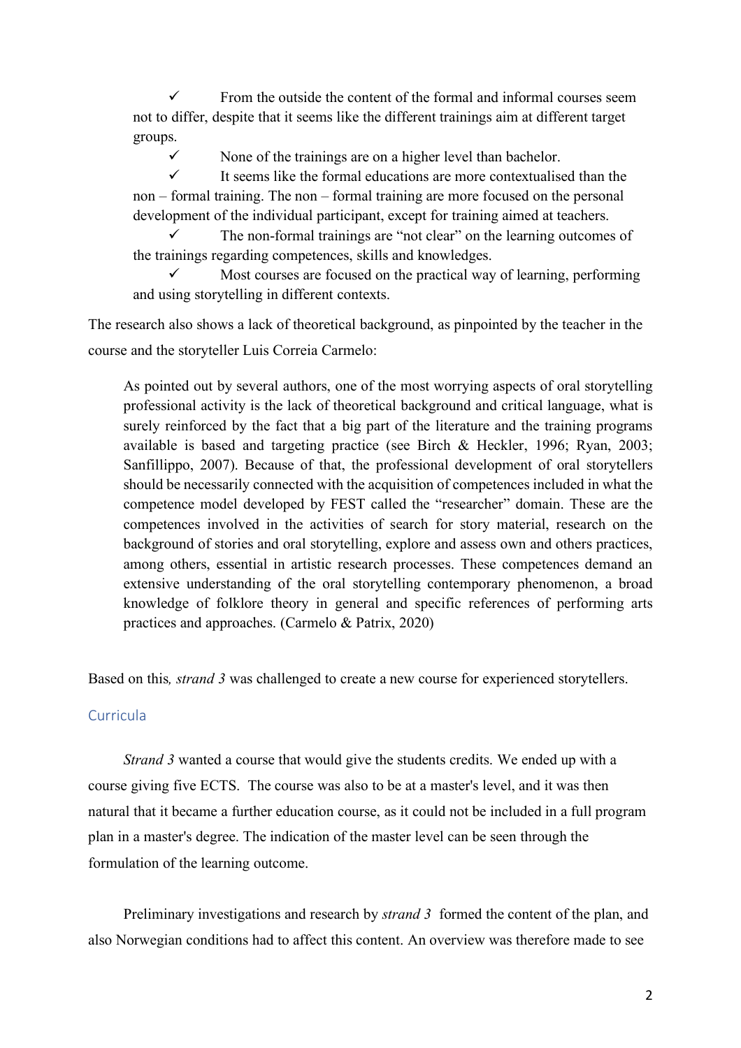- ✓ From the outside the content of the formal and informal courses seem not to differ, despite that it seems like the different trainings aim at different target groups.
- ✓ None of the trainings are on a higher level than bachelor.
- ✓ It seems like the formal educations are more contextualised than the non – formal training. The non – formal training are more focused on the personal development of the individual participant, except for training aimed at teachers.
- ✓ The non-formal trainings are "not clear" on the learning outcomes of the trainings regarding competences, skills and knowledges.
- ✓ Most courses are focused on the practical way of learning, performing and using storytelling in different contexts.

The research also shows a lack of theoretical background, as pinpointed by the teacher in the course and the storyteller Luis Correia Carmelo:

> As pointed out by several authors, one of the most worrying aspects of oral storytelling professional activity is the lack of theoretical background and critical language, what is surely reinforced by the fact that a big part of the literature and the training programs available is based and targeting practice (see Birch & Heckler, 1996; Ryan, 2003; Sanfillippo, 2007). Because of that, the professional development of oral storytellers should be necessarily connected with the acquisition of competences included in what the competence model developed by FEST called the "researcher" domain. These are the competences involved in the activities of search for story material, research on the background of stories and oral storytelling, explore and assess own and others practices, among others, essential in artistic research processes. These competences demand an extensive understanding of the oral storytelling contemporary phenomenon, a broad knowledge of folklore theory in general and specific references of performing arts practices and approaches. (Carmelo & Patrix, 2020)

Based on this*, strand 3* was challenged to create a new course for experienced storytellers.

## Curricula

*Strand 3* wanted a course that would give the students credits. We ended up with a course giving five ECTS. The course was also to be at a master's level, and it was then natural that it became a further education course, as it could not be included in a full program plan in a master's degree. The indication of the master level can be seen through the formulation of the learning outcome.

Preliminary investigations and research by *strand 3* formed the content of the plan, and also Norwegian conditions had to affect this content. An overview was therefore made to see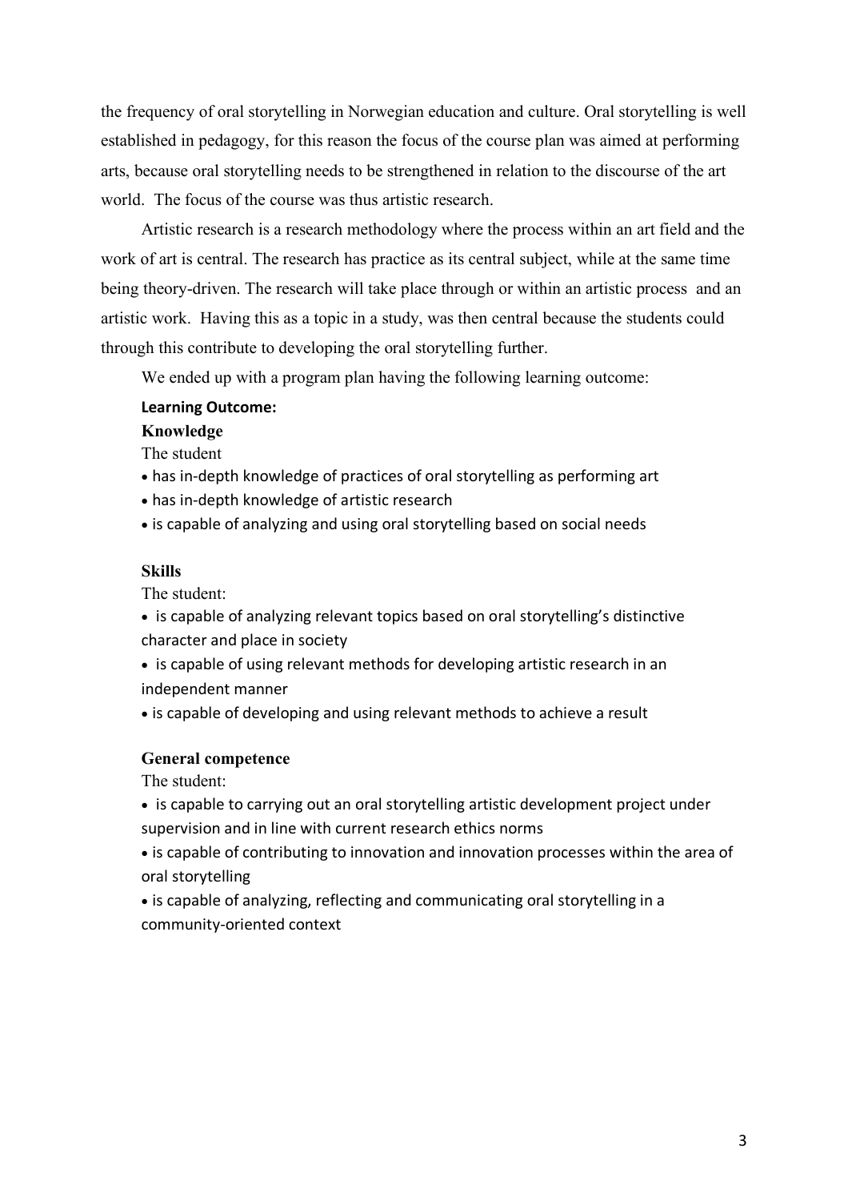the frequency of oral storytelling in Norwegian education and culture. Oral storytelling is well established in pedagogy, for this reason the focus of the course plan was aimed at performing arts, because oral storytelling needs to be strengthened in relation to the discourse of the art world. The focus of the course was thus artistic research.

Artistic research is a research methodology where the process within an art field and the work of art is central. The research has practice as its central subject, while at the same time being theory-driven. The research will take place through or within an artistic process and an artistic work. Having this as a topic in a study, was then central because the students could through this contribute to developing the oral storytelling further.

We ended up with a program plan having the following learning outcome:

**Learning Outcome:**

**Knowledge**

The student

- has in-depth knowledge of practices of oral storytelling as performing art
- has in-depth knowledge of artistic research
- is capable of analyzing and using oral storytelling based on social needs

**Skills**

The student:

- is capable of analyzing relevant topics based on oral storytelling's distinctive character and place in society
- is capable of using relevant methods for developing artistic research in an independent manner
- is capable of developing and using relevant methods to achieve a result

**General competence**

The student:

- is capable to carrying out an oral storytelling artistic development project under supervision and in line with current research ethics norms
- is capable of contributing to innovation and innovation processes within the area of oral storytelling
- is capable of analyzing, reflecting and communicating oral storytelling in a community-oriented context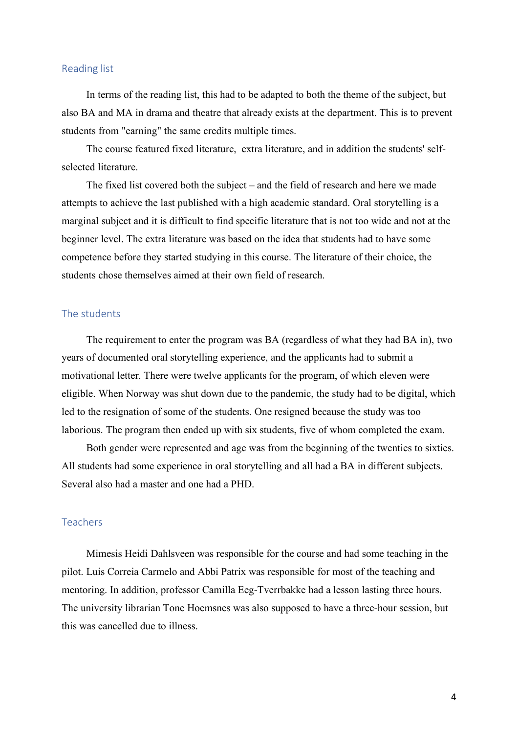## Reading list

In terms of the reading list, this had to be adapted to both the theme of the subject, but also BA and MA in drama and theatre that already exists at the department. This is to prevent students from "earning" the same credits multiple times.

The course featured fixed literature,  extra literature, and in addition the students' self-selected literature.

The fixed list covered both the subject – and the field of research and here we made attempts to achieve the last published with a high academic standard. Oral storytelling is a marginal subject and it is difficult to find specific literature that is not too wide and not at the beginner level. The extra literature was based on the idea that students had to have some competence before they started studying in this course. The literature of their choice, the students chose themselves aimed at their own field of research.

## The students

The requirement to enter the program was BA (regardless of what they had BA in), two years of documented oral storytelling experience, and the applicants had to submit a motivational letter. There were twelve applicants for the program, of which eleven were eligible. When Norway was shut down due to the pandemic, the study had to be digital, which led to the resignation of some of the students. One resigned because the study was too laborious. The program then ended up with six students, five of whom completed the exam.

Both gender were represented and age was from the beginning of the twenties to sixties. All students had some experience in oral storytelling and all had a BA in different subjects. Several also had a master and one had a PHD.

## Teachers

Mimesis Heidi Dahlsveen was responsible for the course and had some teaching in the pilot. Luis Correia Carmelo and Abbi Patrix was responsible for most of the teaching and mentoring. In addition, professor Camilla Eeg-Tverrbakke had a lesson lasting three hours. The university librarian Tone Hoemsnes was also supposed to have a three-hour session, but this was cancelled due to illness.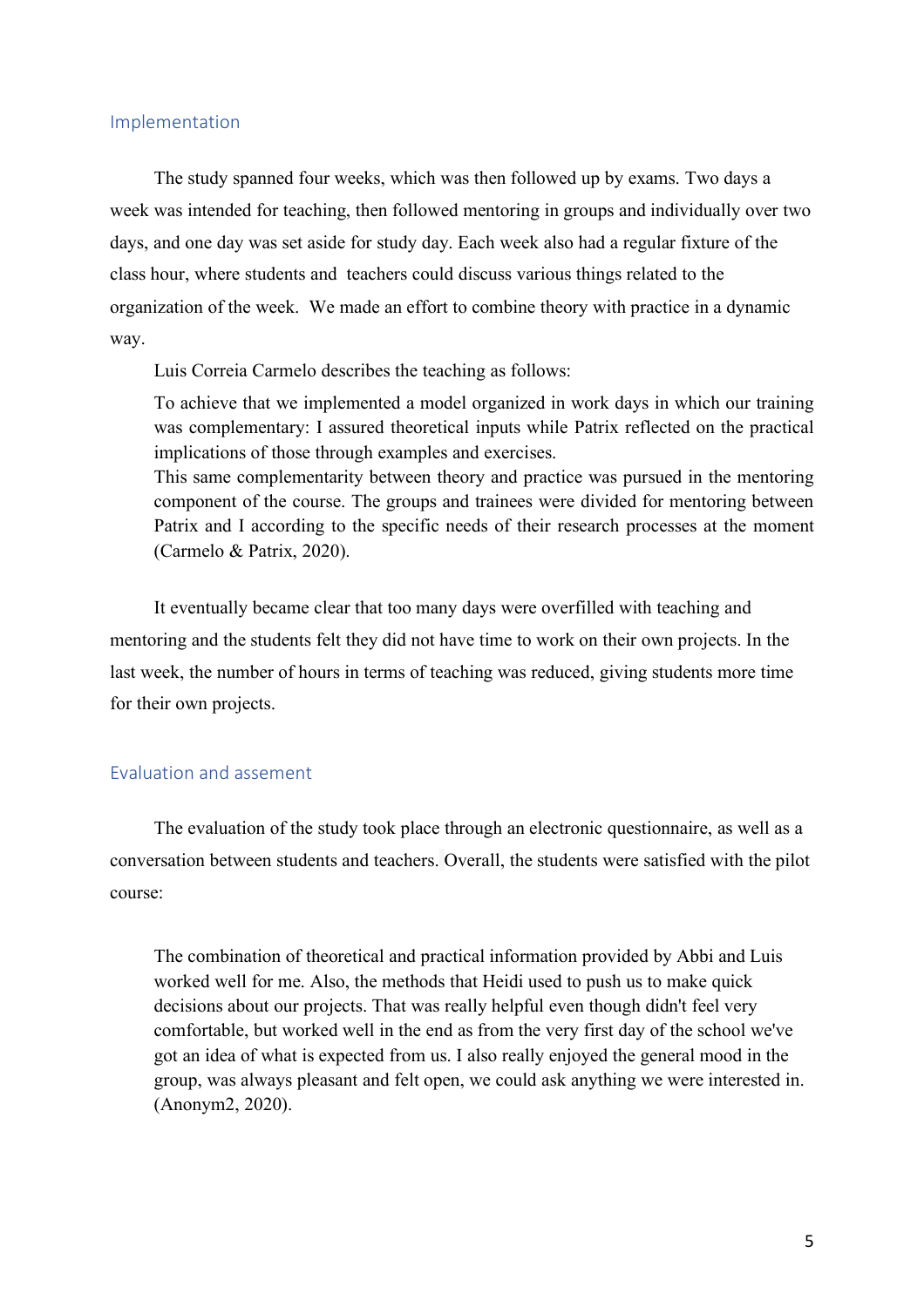## Implementation

The study spanned four weeks, which was then followed up by exams. Two days a week was intended for teaching, then followed mentoring in groups and individually over two days, and one day was set aside for study day. Each week also had a regular fixture of the class hour, where students and teachers could discuss various things related to the organization of the week. We made an effort to combine theory with practice in a dynamic way.

Luis Correia Carmelo describes the teaching as follows:

> To achieve that we implemented a model organized in work days in which our training was complementary: I assured theoretical inputs while Patrix reflected on the practical implications of those through examples and exercises.
> This same complementarity between theory and practice was pursued in the mentoring component of the course. The groups and trainees were divided for mentoring between Patrix and I according to the specific needs of their research processes at the moment (Carmelo & Patrix, 2020).

It eventually became clear that too many days were overfilled with teaching and mentoring and the students felt they did not have time to work on their own projects. In the last week, the number of hours in terms of teaching was reduced, giving students more time for their own projects.

## Evaluation and assement

The evaluation of the study took place through an electronic questionnaire, as well as a conversation between students and teachers. Overall, the students were satisfied with the pilot course:

> The combination of theoretical and practical information provided by Abbi and Luis worked well for me. Also, the methods that Heidi used to push us to make quick decisions about our projects. That was really helpful even though didn't feel very comfortable, but worked well in the end as from the very first day of the school we've got an idea of what is expected from us. I also really enjoyed the general mood in the group, was always pleasant and felt open, we could ask anything we were interested in. (Anonym2, 2020).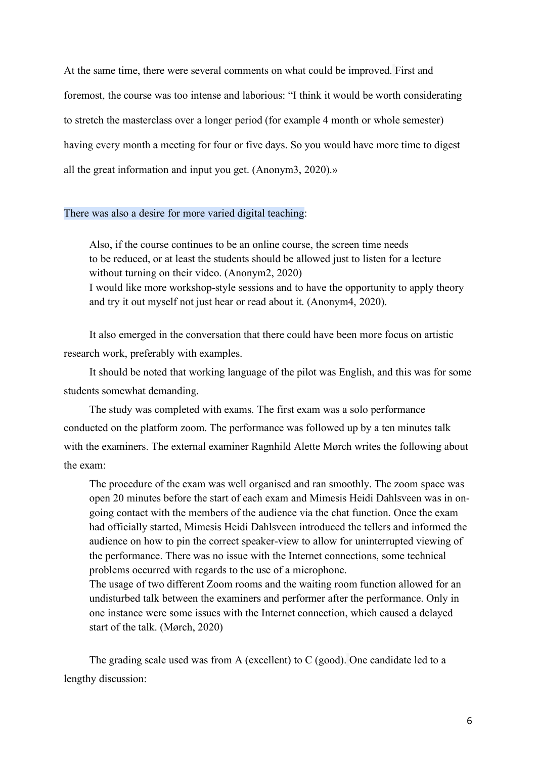At the same time, there were several comments on what could be improved. First and foremost, the course was too intense and laborious: "I think it would be worth considerating to stretch the masterclass over a longer period (for example 4 month or whole semester) having every month a meeting for four or five days. So you would have more time to digest all the great information and input you get. (Anonym3, 2020).»

There was also a desire for more varied digital teaching:

> Also, if the course continues to be an online course, the screen time needs to be reduced, or at least the students should be allowed just to listen for a lecture without turning on their video. (Anonym2, 2020)
> I would like more workshop-style sessions and to have the opportunity to apply theory and try it out myself not just hear or read about it. (Anonym4, 2020).

It also emerged in the conversation that there could have been more focus on artistic research work, preferably with examples.

It should be noted that working language of the pilot was English, and this was for some students somewhat demanding.

The study was completed with exams. The first exam was a solo performance conducted on the platform zoom. The performance was followed up by a ten minutes talk with the examiners. The external examiner Ragnhild Alette Mørch writes the following about the exam:

> The procedure of the exam was well organised and ran smoothly. The zoom space was open 20 minutes before the start of each exam and Mimesis Heidi Dahlsveen was in on-going contact with the members of the audience via the chat function. Once the exam had officially started, Mimesis Heidi Dahlsveen introduced the tellers and informed the audience on how to pin the correct speaker-view to allow for uninterrupted viewing of the performance. There was no issue with the Internet connections, some technical problems occurred with regards to the use of a microphone.
> The usage of two different Zoom rooms and the waiting room function allowed for an undisturbed talk between the examiners and performer after the performance. Only in one instance were some issues with the Internet connection, which caused a delayed start of the talk. (Mørch, 2020)

The grading scale used was from A (excellent) to C (good). One candidate led to a lengthy discussion: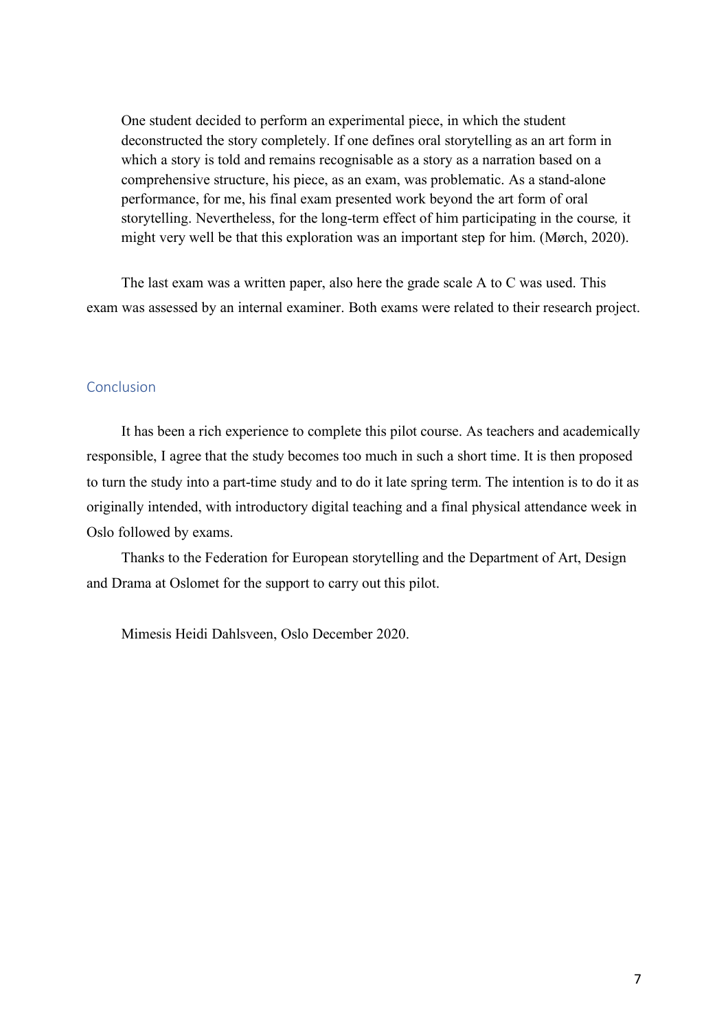> One student decided to perform an experimental piece, in which the student deconstructed the story completely. If one defines oral storytelling as an art form in which a story is told and remains recognisable as a story as a narration based on a comprehensive structure, his piece, as an exam, was problematic. As a stand-alone performance, for me, his final exam presented work beyond the art form of oral storytelling. Nevertheless, for the long-term effect of him participating in the course, it might very well be that this exploration was an important step for him. (Mørch, 2020).

The last exam was a written paper, also here the grade scale A to C was used. This exam was assessed by an internal examiner. Both exams were related to their research project.

## Conclusion

It has been a rich experience to complete this pilot course. As teachers and academically responsible, I agree that the study becomes too much in such a short time. It is then proposed to turn the study into a part-time study and to do it late spring term. The intention is to do it as originally intended, with introductory digital teaching and a final physical attendance week in Oslo followed by exams.

Thanks to the Federation for European storytelling and the Department of Art, Design and Drama at Oslomet for the support to carry out this pilot.

Mimesis Heidi Dahlsveen, Oslo December 2020.